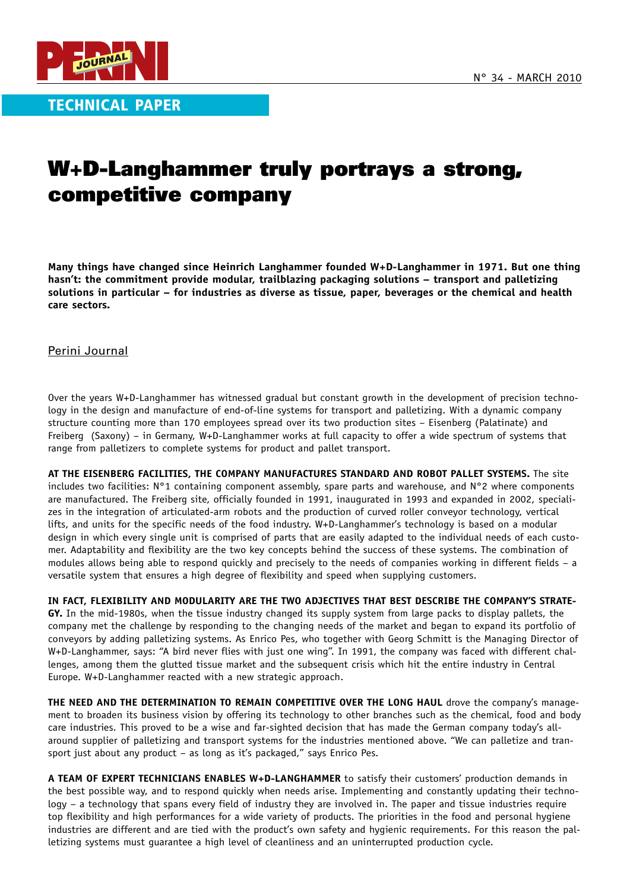## TECHNICAL PAPER

# W+D-Langhammer truly portrays a strong, competitive company

**Many things have changed since Heinrich Langhammer founded W+D-Langhammer in 1971. But one thing hasn't: the commitment provide modular, trailblazing packaging solutions – transport and palletizing solutions in particular – for industries as diverse as tissue, paper, beverages or the chemical and health care sectors.**

Perini Journal

Over the years W+D-Langhammer has witnessed gradual but constant growth in the development of precision technology in the design and manufacture of end-of-line systems for transport and palletizing. With a dynamic company structure counting more than 170 employees spread over its two production sites – Eisenberg (Palatinate) and Freiberg (Saxony) – in Germany, W+D-Langhammer works at full capacity to offer a wide spectrum of systems that range from palletizers to complete systems for product and pallet transport.

**AT THE EISENBERG FACILITIES, THE COMPANY MANUFACTURES STANDARD AND ROBOT PALLET SYSTEMS.** The site includes two facilities: N°1 containing component assembly, spare parts and warehouse, and N°2 where components are manufactured. The Freiberg site, officially founded in 1991, inaugurated in 1993 and expanded in 2002, specializes in the integration of articulated-arm robots and the production of curved roller conveyor technology, vertical lifts, and units for the specific needs of the food industry. W+D-Langhammer's technology is based on a modular design in which every single unit is comprised of parts that are easily adapted to the individual needs of each customer. Adaptability and flexibility are the two key concepts behind the success of these systems. The combination of modules allows being able to respond quickly and precisely to the needs of companies working in different fields – a versatile system that ensures a high degree of flexibility and speed when supplying customers.

**IN FACT, FLEXIBILITY AND MODULARITY ARE THE TWO ADJECTIVES THAT BEST DESCRIBE THE COMPANY'S STRATEGY.** In the mid-1980s, when the tissue industry changed its supply system from large packs to display pallets, the company met the challenge by responding to the changing needs of the market and began to expand its portfolio of conveyors by adding palletizing systems. As Enrico Pes, who together with Georg Schmitt is the Managing Director of W+D-Langhammer, says: "A bird never flies with just one wing". In 1991, the company was faced with different challenges, among them the glutted tissue market and the subsequent crisis which hit the entire industry in Central Europe. W+D-Langhammer reacted with a new strategic approach.

**THE NEED AND THE DETERMINATION TO REMAIN COMPETITIVE OVER THE LONG HAUL** drove the company's management to broaden its business vision by offering its technology to other branches such as the chemical, food and body care industries. This proved to be a wise and far-sighted decision that has made the German company today's all-around supplier of palletizing and transport systems for the industries mentioned above. "We can palletize and transport just about any product – as long as it's packaged," says Enrico Pes.

**A TEAM OF EXPERT TECHNICIANS ENABLES W+D-LANGHAMMER** to satisfy their customers' production demands in the best possible way, and to respond quickly when needs arise. Implementing and constantly updating their technology – a technology that spans every field of industry they are involved in. The paper and tissue industries require top flexibility and high performances for a wide variety of products. The priorities in the food and personal hygiene industries are different and are tied with the product's own safety and hygienic requirements. For this reason the palletizing systems must guarantee a high level of cleanliness and an uninterrupted production cycle.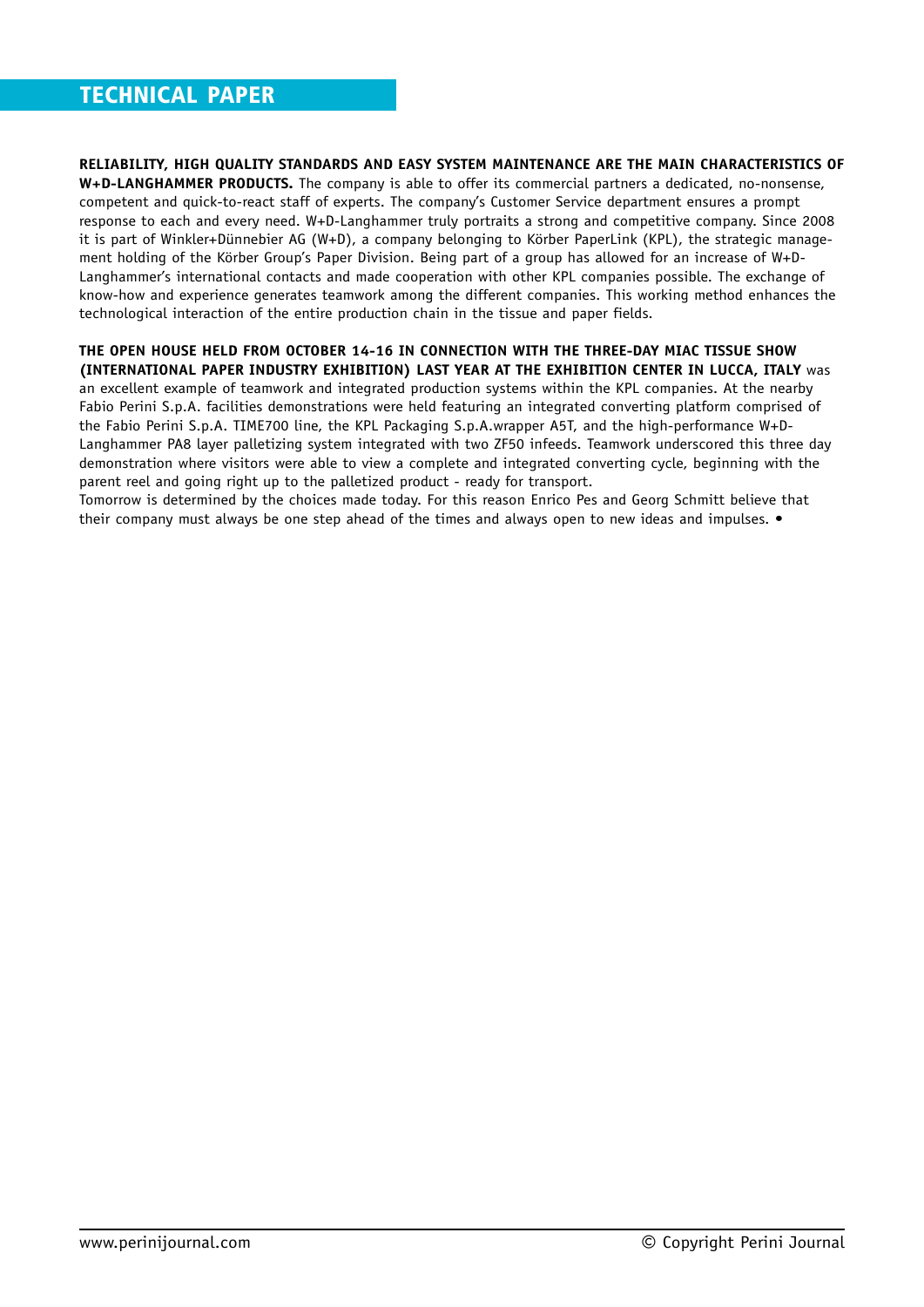## TECHNICAL PAPER

**RELIABILITY, HIGH QUALITY STANDARDS AND EASY SYSTEM MAINTENANCE ARE THE MAIN CHARACTERISTICS OF W+D-LANGHAMMER PRODUCTS.** The company is able to offer its commercial partners a dedicated, no-nonsense, competent and quick-to-react staff of experts. The company's Customer Service department ensures a prompt response to each and every need. W+D-Langhammer truly portraits a strong and competitive company. Since 2008 it is part of Winkler+Dünnebier AG (W+D), a company belonging to Körber PaperLink (KPL), the strategic management holding of the Körber Group's Paper Division. Being part of a group has allowed for an increase of W+D-Langhammer's international contacts and made cooperation with other KPL companies possible. The exchange of know-how and experience generates teamwork among the different companies. This working method enhances the technological interaction of the entire production chain in the tissue and paper fields.

**THE OPEN HOUSE HELD FROM OCTOBER 14-16 IN CONNECTION WITH THE THREE-DAY MIAC TISSUE SHOW (INTERNATIONAL PAPER INDUSTRY EXHIBITION) LAST YEAR AT THE EXHIBITION CENTER IN LUCCA, ITALY** was an excellent example of teamwork and integrated production systems within the KPL companies. At the nearby Fabio Perini S.p.A. facilities demonstrations were held featuring an integrated converting platform comprised of the Fabio Perini S.p.A. TIME700 line, the KPL Packaging S.p.A.wrapper A5T, and the high-performance W+D-Langhammer PA8 layer palletizing system integrated with two ZF50 infeeds. Teamwork underscored this three day demonstration where visitors were able to view a complete and integrated converting cycle, beginning with the parent reel and going right up to the palletized product - ready for transport.

Tomorrow is determined by the choices made today. For this reason Enrico Pes and Georg Schmitt believe that their company must always be one step ahead of the times and always open to new ideas and impulses. •